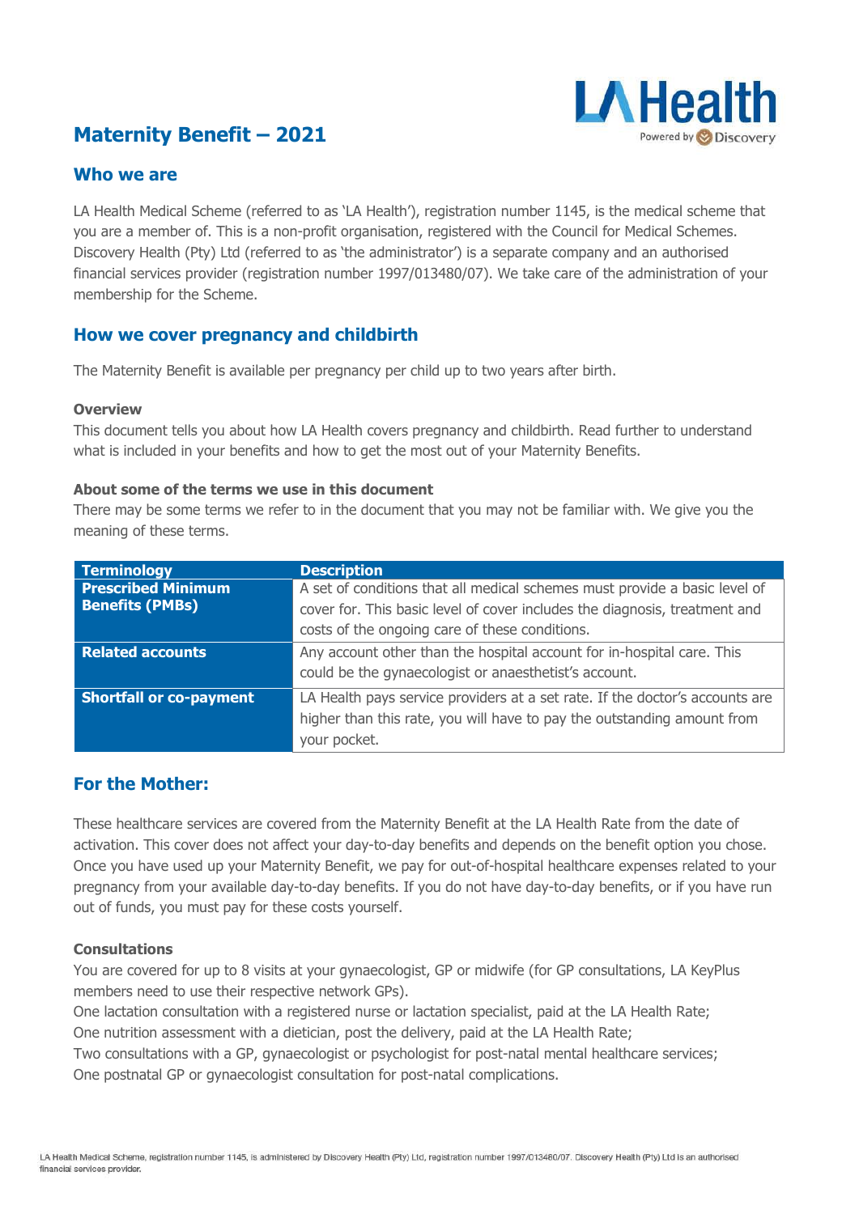# Maternity Benefit – 2021

## Who we are

LA Health Medical Scheme (referred to as 'LA Health'), registration number 1145, is the medical scheme that you are a member of. This is a non-profit organisation, registered with the Council for Medical Schemes. Discovery Health (Pty) Ltd (referred to as 'the administrator') is a separate company and an authorised financial services provider (registration number 1997/013480/07). We take care of the administration of your membership for the Scheme.

## How we cover pregnancy and childbirth

The Maternity Benefit is available per pregnancy per child up to two years after birth.

### Overview

This document tells you about how LA Health covers pregnancy and childbirth. Read further to understand what is included in your benefits and how to get the most out of your Maternity Benefits.

### About some of the terms we use in this document

There may be some terms we refer to in the document that you may not be familiar with. We give you the meaning of these terms.

| Terminology | Description |
|---|---|
| **Prescribed Minimum Benefits (PMBs)** | A set of conditions that all medical schemes must provide a basic level of cover for. This basic level of cover includes the diagnosis, treatment and costs of the ongoing care of these conditions. |
| **Related accounts** | Any account other than the hospital account for in-hospital care. This could be the gynaecologist or anaesthetist's account. |
| **Shortfall or co-payment** | LA Health pays service providers at a set rate. If the doctor's accounts are higher than this rate, you will have to pay the outstanding amount from your pocket. |

## For the Mother:

These healthcare services are covered from the Maternity Benefit at the LA Health Rate from the date of activation. This cover does not affect your day-to-day benefits and depends on the benefit option you chose. Once you have used up your Maternity Benefit, we pay for out-of-hospital healthcare expenses related to your pregnancy from your available day-to-day benefits. If you do not have day-to-day benefits, or if you have run out of funds, you must pay for these costs yourself.

### Consultations

You are covered for up to 8 visits at your gynaecologist, GP or midwife (for GP consultations, LA KeyPlus members need to use their respective network GPs).
One lactation consultation with a registered nurse or lactation specialist, paid at the LA Health Rate;
One nutrition assessment with a dietician, post the delivery, paid at the LA Health Rate;
Two consultations with a GP, gynaecologist or psychologist for post-natal mental healthcare services;
One postnatal GP or gynaecologist consultation for post-natal complications.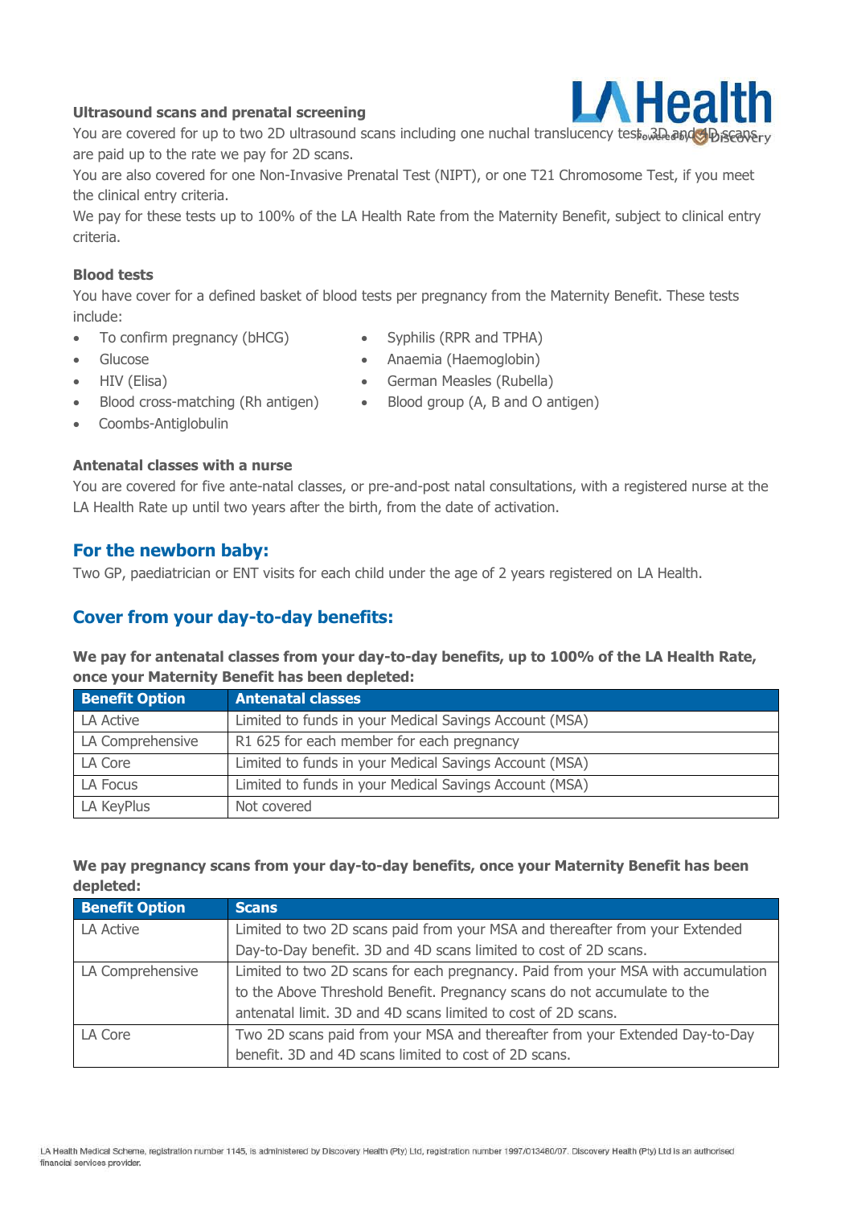### Ultrasound scans and prenatal screening

You are covered for up to two 2D ultrasound scans including one nuchal translucency test. 3D and 4D scans are paid up to the rate we pay for 2D scans.

You are also covered for one Non-Invasive Prenatal Test (NIPT), or one T21 Chromosome Test, if you meet the clinical entry criteria.

We pay for these tests up to 100% of the LA Health Rate from the Maternity Benefit, subject to clinical entry criteria.

### Blood tests

You have cover for a defined basket of blood tests per pregnancy from the Maternity Benefit. These tests include:

- To confirm pregnancy (bHCG)
- Glucose
- HIV (Elisa)
- Blood cross-matching (Rh antigen)
- Coombs-Antiglobulin
- Syphilis (RPR and TPHA)
- Anaemia (Haemoglobin)
- German Measles (Rubella)
- Blood group (A, B and O antigen)

### Antenatal classes with a nurse

You are covered for five ante-natal classes, or pre-and-post natal consultations, with a registered nurse at the LA Health Rate up until two years after the birth, from the date of activation.

## For the newborn baby:

Two GP, paediatrician or ENT visits for each child under the age of 2 years registered on LA Health.

## Cover from your day-to-day benefits:

**We pay for antenatal classes from your day-to-day benefits, up to 100% of the LA Health Rate, once your Maternity Benefit has been depleted:**

| Benefit Option | Antenatal classes |
|---|---|
| LA Active | Limited to funds in your Medical Savings Account (MSA) |
| LA Comprehensive | R1 625 for each member for each pregnancy |
| LA Core | Limited to funds in your Medical Savings Account (MSA) |
| LA Focus | Limited to funds in your Medical Savings Account (MSA) |
| LA KeyPlus | Not covered |

**We pay pregnancy scans from your day-to-day benefits, once your Maternity Benefit has been depleted:**

| Benefit Option | Scans |
|---|---|
| LA Active | Limited to two 2D scans paid from your MSA and thereafter from your Extended Day-to-Day benefit. 3D and 4D scans limited to cost of 2D scans. |
| LA Comprehensive | Limited to two 2D scans for each pregnancy. Paid from your MSA with accumulation to the Above Threshold Benefit. Pregnancy scans do not accumulate to the antenatal limit. 3D and 4D scans limited to cost of 2D scans. |
| LA Core | Two 2D scans paid from your MSA and thereafter from your Extended Day-to-Day benefit. 3D and 4D scans limited to cost of 2D scans. |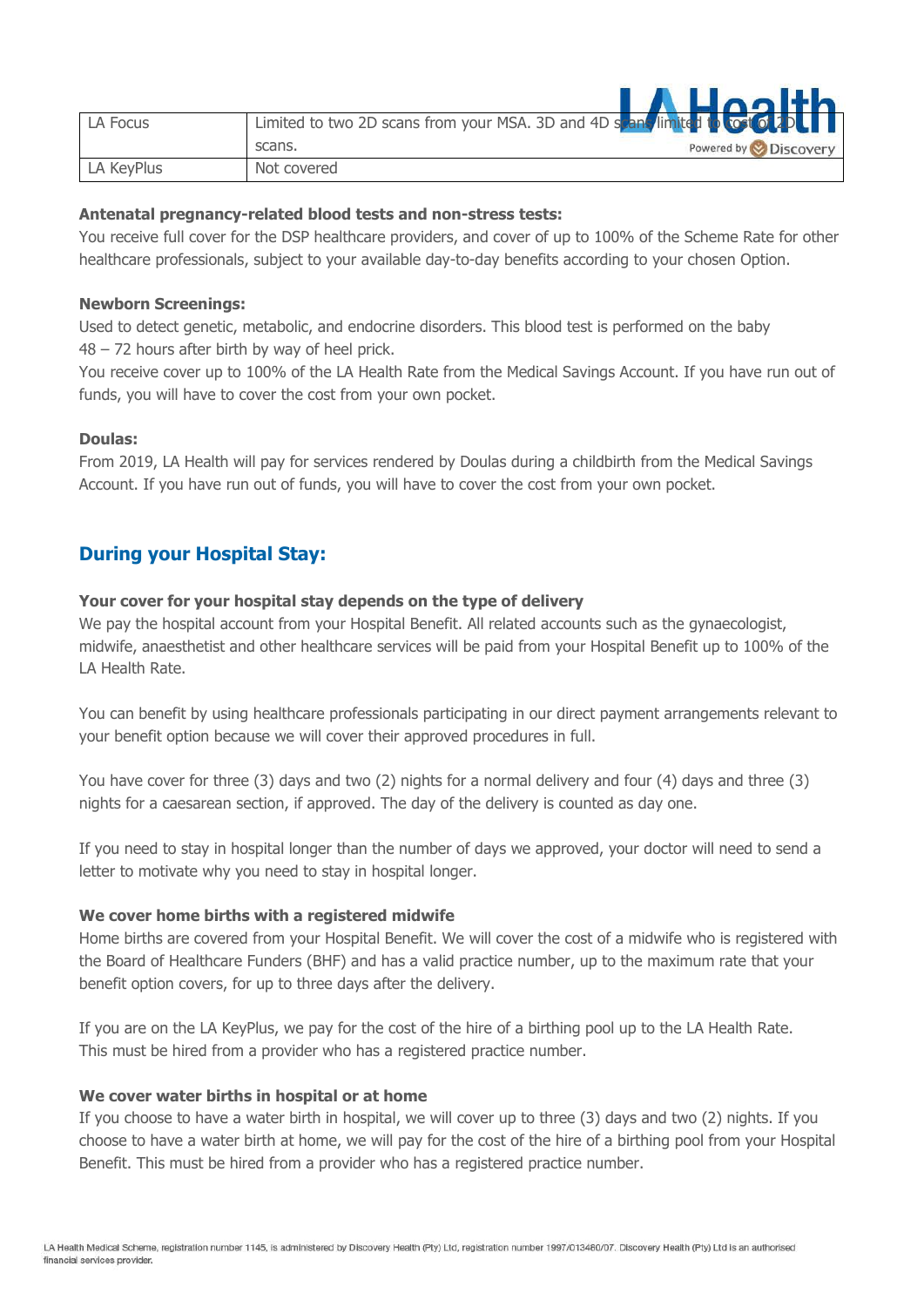| | |
|---|---|
| LA Focus | Limited to two 2D scans from your MSA. 3D and 4D scans limited to cost of 2D scans. |
| LA KeyPlus | Not covered |

**Antenatal pregnancy-related blood tests and non-stress tests:**

You receive full cover for the DSP healthcare providers, and cover of up to 100% of the Scheme Rate for other healthcare professionals, subject to your available day-to-day benefits according to your chosen Option.

**Newborn Screenings:**

Used to detect genetic, metabolic, and endocrine disorders. This blood test is performed on the baby 48 – 72 hours after birth by way of heel prick.

You receive cover up to 100% of the LA Health Rate from the Medical Savings Account. If you have run out of funds, you will have to cover the cost from your own pocket.

**Doulas:**

From 2019, LA Health will pay for services rendered by Doulas during a childbirth from the Medical Savings Account. If you have run out of funds, you will have to cover the cost from your own pocket.

## During your Hospital Stay:

**Your cover for your hospital stay depends on the type of delivery**

We pay the hospital account from your Hospital Benefit. All related accounts such as the gynaecologist, midwife, anaesthetist and other healthcare services will be paid from your Hospital Benefit up to 100% of the LA Health Rate.

You can benefit by using healthcare professionals participating in our direct payment arrangements relevant to your benefit option because we will cover their approved procedures in full.

You have cover for three (3) days and two (2) nights for a normal delivery and four (4) days and three (3) nights for a caesarean section, if approved. The day of the delivery is counted as day one.

If you need to stay in hospital longer than the number of days we approved, your doctor will need to send a letter to motivate why you need to stay in hospital longer.

**We cover home births with a registered midwife**

Home births are covered from your Hospital Benefit. We will cover the cost of a midwife who is registered with the Board of Healthcare Funders (BHF) and has a valid practice number, up to the maximum rate that your benefit option covers, for up to three days after the delivery.

If you are on the LA KeyPlus, we pay for the cost of the hire of a birthing pool up to the LA Health Rate. This must be hired from a provider who has a registered practice number.

**We cover water births in hospital or at home**

If you choose to have a water birth in hospital, we will cover up to three (3) days and two (2) nights. If you choose to have a water birth at home, we will pay for the cost of the hire of a birthing pool from your Hospital Benefit. This must be hired from a provider who has a registered practice number.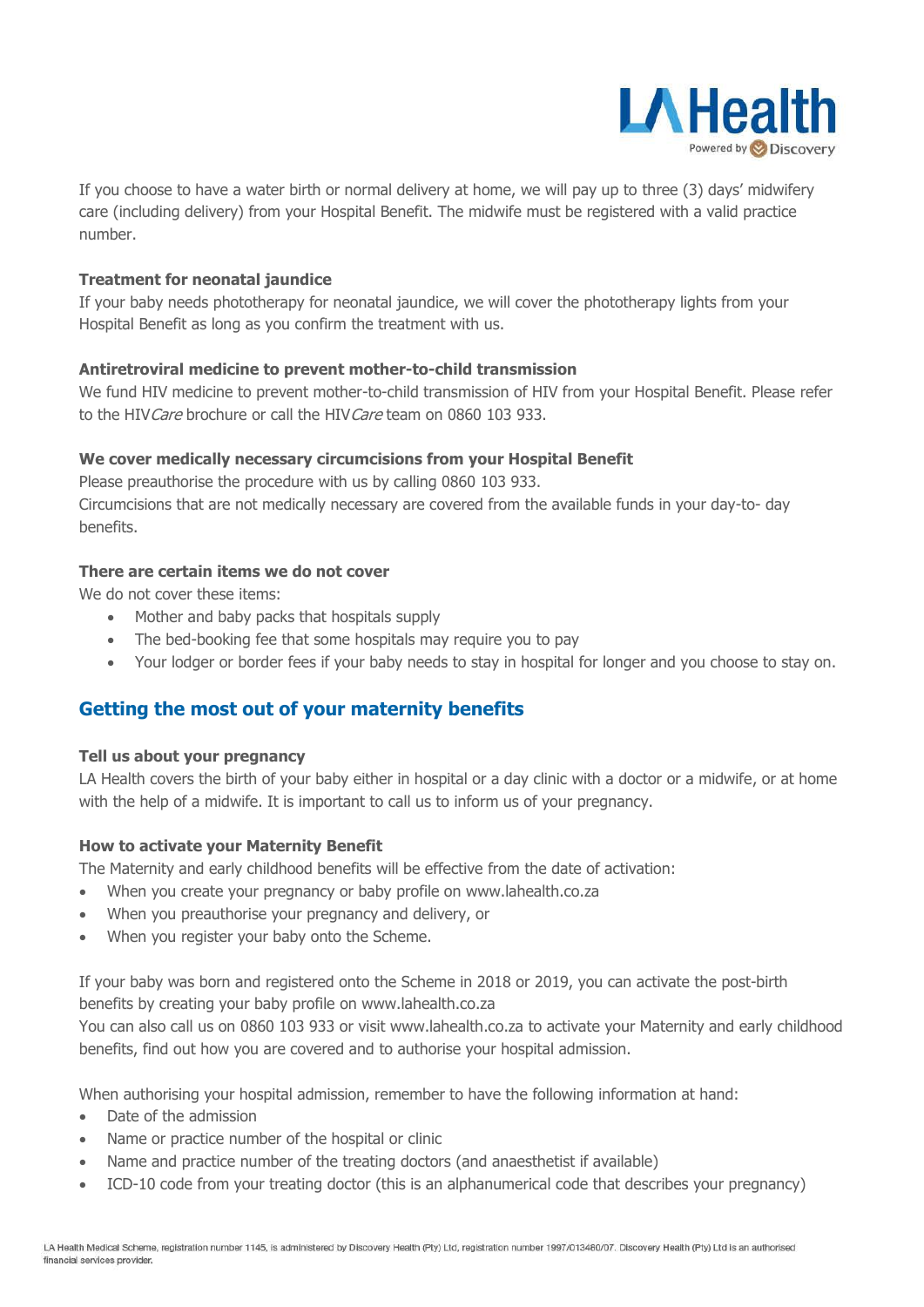If you choose to have a water birth or normal delivery at home, we will pay up to three (3) days' midwifery care (including delivery) from your Hospital Benefit. The midwife must be registered with a valid practice number.

**Treatment for neonatal jaundice**

If your baby needs phototherapy for neonatal jaundice, we will cover the phototherapy lights from your Hospital Benefit as long as you confirm the treatment with us.

**Antiretroviral medicine to prevent mother-to-child transmission**

We fund HIV medicine to prevent mother-to-child transmission of HIV from your Hospital Benefit. Please refer to the HIV*Care* brochure or call the HIV*Care* team on 0860 103 933.

**We cover medically necessary circumcisions from your Hospital Benefit**

Please preauthorise the procedure with us by calling 0860 103 933.
Circumcisions that are not medically necessary are covered from the available funds in your day-to- day benefits.

**There are certain items we do not cover**

We do not cover these items:

- Mother and baby packs that hospitals supply
- The bed-booking fee that some hospitals may require you to pay
- Your lodger or border fees if your baby needs to stay in hospital for longer and you choose to stay on.

## Getting the most out of your maternity benefits

**Tell us about your pregnancy**

LA Health covers the birth of your baby either in hospital or a day clinic with a doctor or a midwife, or at home with the help of a midwife. It is important to call us to inform us of your pregnancy.

**How to activate your Maternity Benefit**

The Maternity and early childhood benefits will be effective from the date of activation:

- When you create your pregnancy or baby profile on www.lahealth.co.za
- When you preauthorise your pregnancy and delivery, or
- When you register your baby onto the Scheme.

If your baby was born and registered onto the Scheme in 2018 or 2019, you can activate the post-birth benefits by creating your baby profile on www.lahealth.co.za
You can also call us on 0860 103 933 or visit www.lahealth.co.za to activate your Maternity and early childhood benefits, find out how you are covered and to authorise your hospital admission.

When authorising your hospital admission, remember to have the following information at hand:

- Date of the admission
- Name or practice number of the hospital or clinic
- Name and practice number of the treating doctors (and anaesthetist if available)
- ICD-10 code from your treating doctor (this is an alphanumerical code that describes your pregnancy)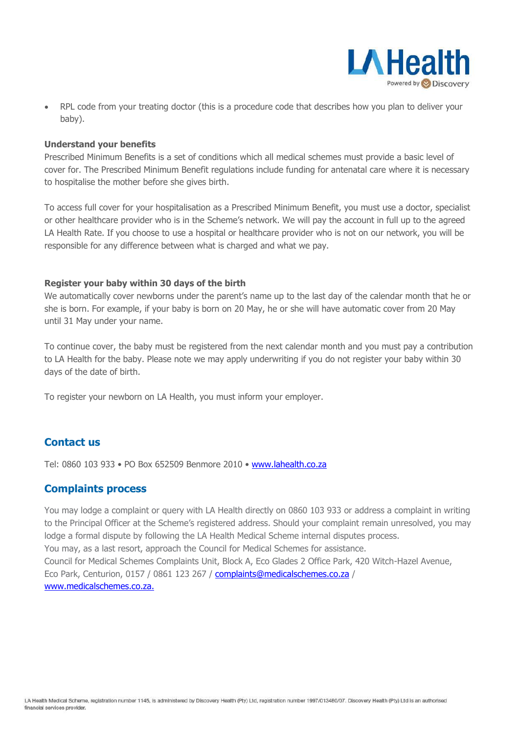- RPL code from your treating doctor (this is a procedure code that describes how you plan to deliver your baby).

**Understand your benefits**

Prescribed Minimum Benefits is a set of conditions which all medical schemes must provide a basic level of cover for. The Prescribed Minimum Benefit regulations include funding for antenatal care where it is necessary to hospitalise the mother before she gives birth.

To access full cover for your hospitalisation as a Prescribed Minimum Benefit, you must use a doctor, specialist or other healthcare provider who is in the Scheme's network. We will pay the account in full up to the agreed LA Health Rate. If you choose to use a hospital or healthcare provider who is not on our network, you will be responsible for any difference between what is charged and what we pay.

**Register your baby within 30 days of the birth**

We automatically cover newborns under the parent's name up to the last day of the calendar month that he or she is born. For example, if your baby is born on 20 May, he or she will have automatic cover from 20 May until 31 May under your name.

To continue cover, the baby must be registered from the next calendar month and you must pay a contribution to LA Health for the baby. Please note we may apply underwriting if you do not register your baby within 30 days of the date of birth.

To register your newborn on LA Health, you must inform your employer.

## Contact us

Tel: 0860 103 933 • PO Box 652509 Benmore 2010 • www.lahealth.co.za

## Complaints process

You may lodge a complaint or query with LA Health directly on 0860 103 933 or address a complaint in writing to the Principal Officer at the Scheme's registered address. Should your complaint remain unresolved, you may lodge a formal dispute by following the LA Health Medical Scheme internal disputes process.
You may, as a last resort, approach the Council for Medical Schemes for assistance.
Council for Medical Schemes Complaints Unit, Block A, Eco Glades 2 Office Park, 420 Witch-Hazel Avenue, Eco Park, Centurion, 0157 / 0861 123 267 / complaints@medicalschemes.co.za / www.medicalschemes.co.za.

LA Health Medical Scheme, registration number 1145, is administered by Discovery Health (Pty) Ltd, registration number 1997/013480/07. Discovery Health (Pty) Ltd is an authorised financial services provider.